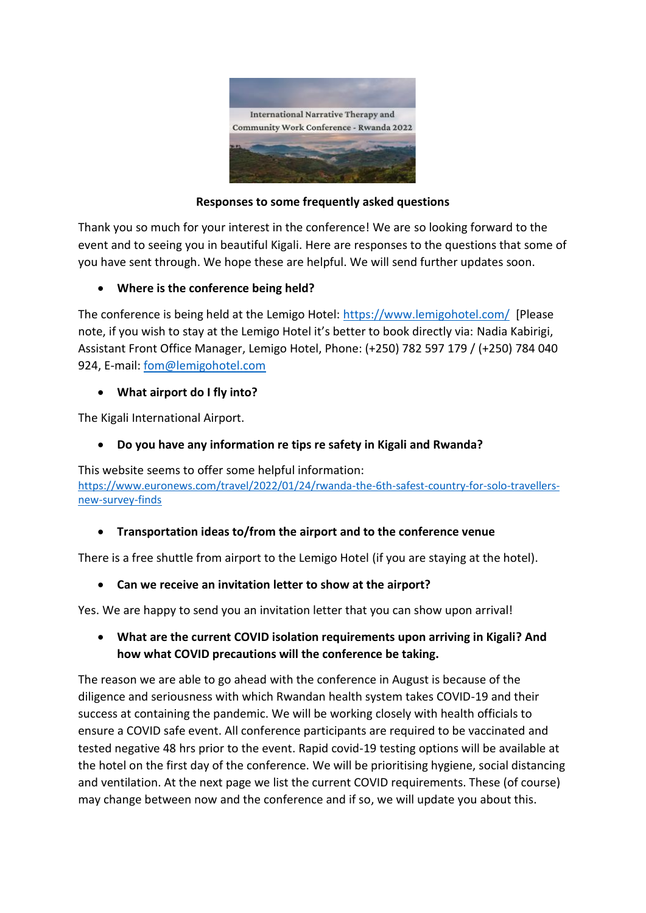International Narrative Therapy and Community Work Conference - Rwanda 2022

**Responses to some frequently asked questions**

Thank you so much for your interest in the conference! We are so looking forward to the event and to seeing you in beautiful Kigali. Here are responses to the questions that some of you have sent through. We hope these are helpful. We will send further updates soon.

- **Where is the conference being held?**

The conference is being held at the Lemigo Hotel: https://www.lemigohotel.com/ [Please note, if you wish to stay at the Lemigo Hotel it's better to book directly via: Nadia Kabirigi, Assistant Front Office Manager, Lemigo Hotel, Phone: (+250) 782 597 179 / (+250) 784 040 924, E-mail: fom@lemigohotel.com

- **What airport do I fly into?**

The Kigali International Airport.

- **Do you have any information re tips re safety in Kigali and Rwanda?**

This website seems to offer some helpful information: https://www.euronews.com/travel/2022/01/24/rwanda-the-6th-safest-country-for-solo-travellers-new-survey-finds

- **Transportation ideas to/from the airport and to the conference venue**

There is a free shuttle from airport to the Lemigo Hotel (if you are staying at the hotel).

- **Can we receive an invitation letter to show at the airport?**

Yes. We are happy to send you an invitation letter that you can show upon arrival!

- **What are the current COVID isolation requirements upon arriving in Kigali? And how what COVID precautions will the conference be taking.**

The reason we are able to go ahead with the conference in August is because of the diligence and seriousness with which Rwandan health system takes COVID-19 and their success at containing the pandemic. We will be working closely with health officials to ensure a COVID safe event. All conference participants are required to be vaccinated and tested negative 48 hrs prior to the event. Rapid covid-19 testing options will be available at the hotel on the first day of the conference. We will be prioritising hygiene, social distancing and ventilation. At the next page we list the current COVID requirements. These (of course) may change between now and the conference and if so, we will update you about this.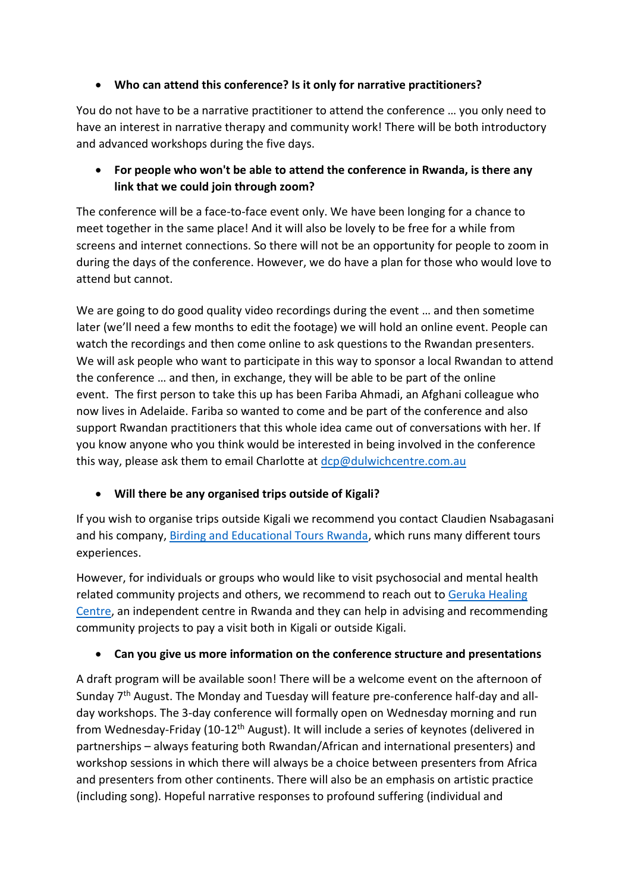- **Who can attend this conference? Is it only for narrative practitioners?**

You do not have to be a narrative practitioner to attend the conference … you only need to have an interest in narrative therapy and community work! There will be both introductory and advanced workshops during the five days.

- **For people who won't be able to attend the conference in Rwanda, is there any link that we could join through zoom?**

The conference will be a face-to-face event only. We have been longing for a chance to meet together in the same place! And it will also be lovely to be free for a while from screens and internet connections. So there will not be an opportunity for people to zoom in during the days of the conference. However, we do have a plan for those who would love to attend but cannot.

We are going to do good quality video recordings during the event … and then sometime later (we'll need a few months to edit the footage) we will hold an online event. People can watch the recordings and then come online to ask questions to the Rwandan presenters. We will ask people who want to participate in this way to sponsor a local Rwandan to attend the conference … and then, in exchange, they will be able to be part of the online event. The first person to take this up has been Fariba Ahmadi, an Afghani colleague who now lives in Adelaide. Fariba so wanted to come and be part of the conference and also support Rwandan practitioners that this whole idea came out of conversations with her. If you know anyone who you think would be interested in being involved in the conference this way, please ask them to email Charlotte at dcp@dulwichcentre.com.au

- **Will there be any organised trips outside of Kigali?**

If you wish to organise trips outside Kigali we recommend you contact Claudien Nsabagasani and his company, Birding and Educational Tours Rwanda, which runs many different tours experiences.

However, for individuals or groups who would like to visit psychosocial and mental health related community projects and others, we recommend to reach out to Geruka Healing Centre, an independent centre in Rwanda and they can help in advising and recommending community projects to pay a visit both in Kigali or outside Kigali.

- **Can you give us more information on the conference structure and presentations**

A draft program will be available soon! There will be a welcome event on the afternoon of Sunday 7th August. The Monday and Tuesday will feature pre-conference half-day and all-day workshops. The 3-day conference will formally open on Wednesday morning and run from Wednesday-Friday (10-12th August). It will include a series of keynotes (delivered in partnerships – always featuring both Rwandan/African and international presenters) and workshop sessions in which there will always be a choice between presenters from Africa and presenters from other continents. There will also be an emphasis on artistic practice (including song). Hopeful narrative responses to profound suffering (individual and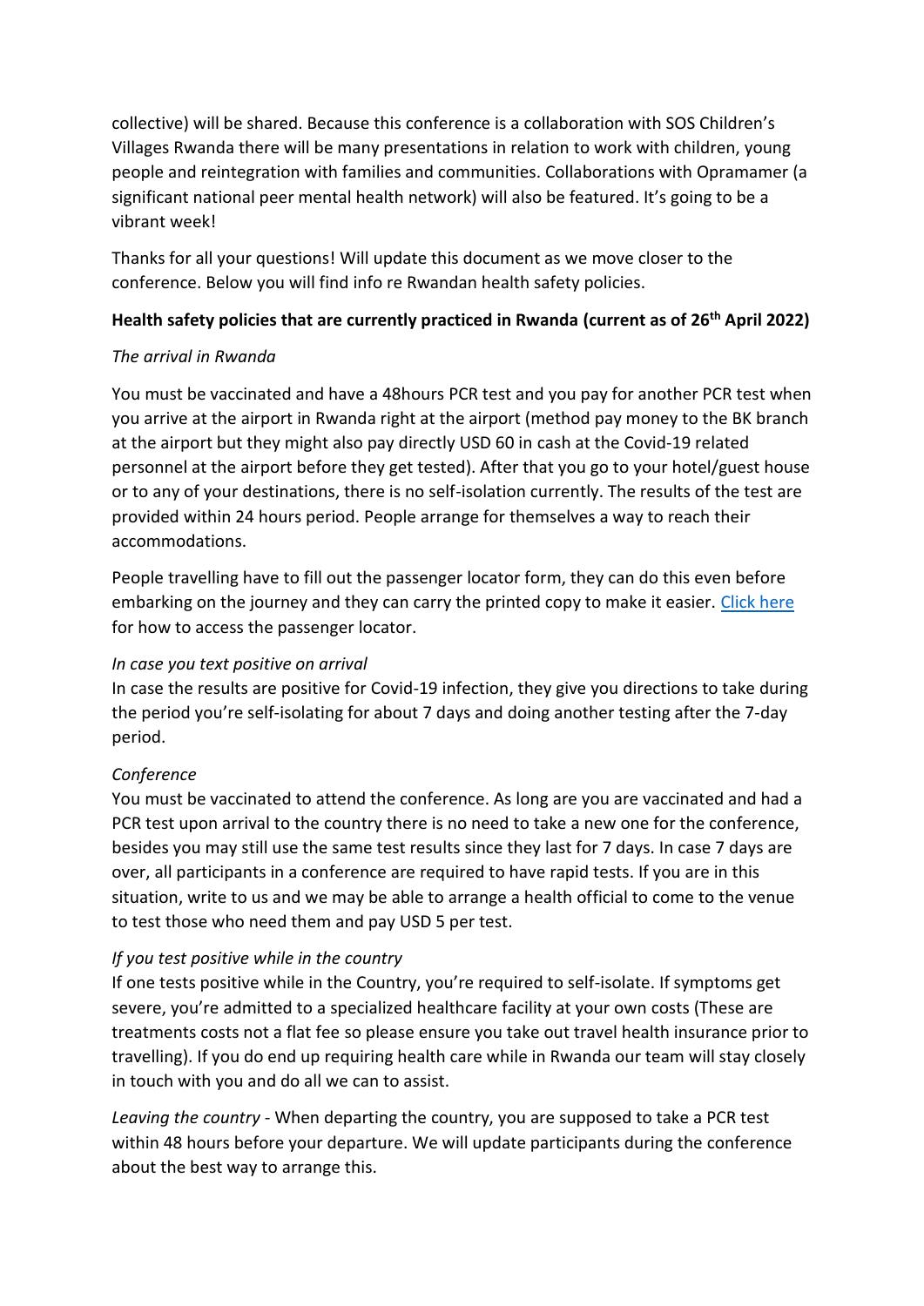collective) will be shared. Because this conference is a collaboration with SOS Children's Villages Rwanda there will be many presentations in relation to work with children, young people and reintegration with families and communities. Collaborations with Opramamer (a significant national peer mental health network) will also be featured. It's going to be a vibrant week!

Thanks for all your questions! Will update this document as we move closer to the conference. Below you will find info re Rwandan health safety policies.

**Health safety policies that are currently practiced in Rwanda (current as of 26th April 2022)**

*The arrival in Rwanda*

You must be vaccinated and have a 48hours PCR test and you pay for another PCR test when you arrive at the airport in Rwanda right at the airport (method pay money to the BK branch at the airport but they might also pay directly USD 60 in cash at the Covid-19 related personnel at the airport before they get tested). After that you go to your hotel/guest house or to any of your destinations, there is no self-isolation currently. The results of the test are provided within 24 hours period. People arrange for themselves a way to reach their accommodations.

People travelling have to fill out the passenger locator form, they can do this even before embarking on the journey and they can carry the printed copy to make it easier. Click here for how to access the passenger locator.

*In case you text positive on arrival*
In case the results are positive for Covid-19 infection, they give you directions to take during the period you're self-isolating for about 7 days and doing another testing after the 7-day period.

*Conference*
You must be vaccinated to attend the conference. As long are you are vaccinated and had a PCR test upon arrival to the country there is no need to take a new one for the conference, besides you may still use the same test results since they last for 7 days. In case 7 days are over, all participants in a conference are required to have rapid tests. If you are in this situation, write to us and we may be able to arrange a health official to come to the venue to test those who need them and pay USD 5 per test.

*If you test positive while in the country*
If one tests positive while in the Country, you're required to self-isolate. If symptoms get severe, you're admitted to a specialized healthcare facility at your own costs (These are treatments costs not a flat fee so please ensure you take out travel health insurance prior to travelling). If you do end up requiring health care while in Rwanda our team will stay closely in touch with you and do all we can to assist.

*Leaving the country* - When departing the country, you are supposed to take a PCR test within 48 hours before your departure. We will update participants during the conference about the best way to arrange this.